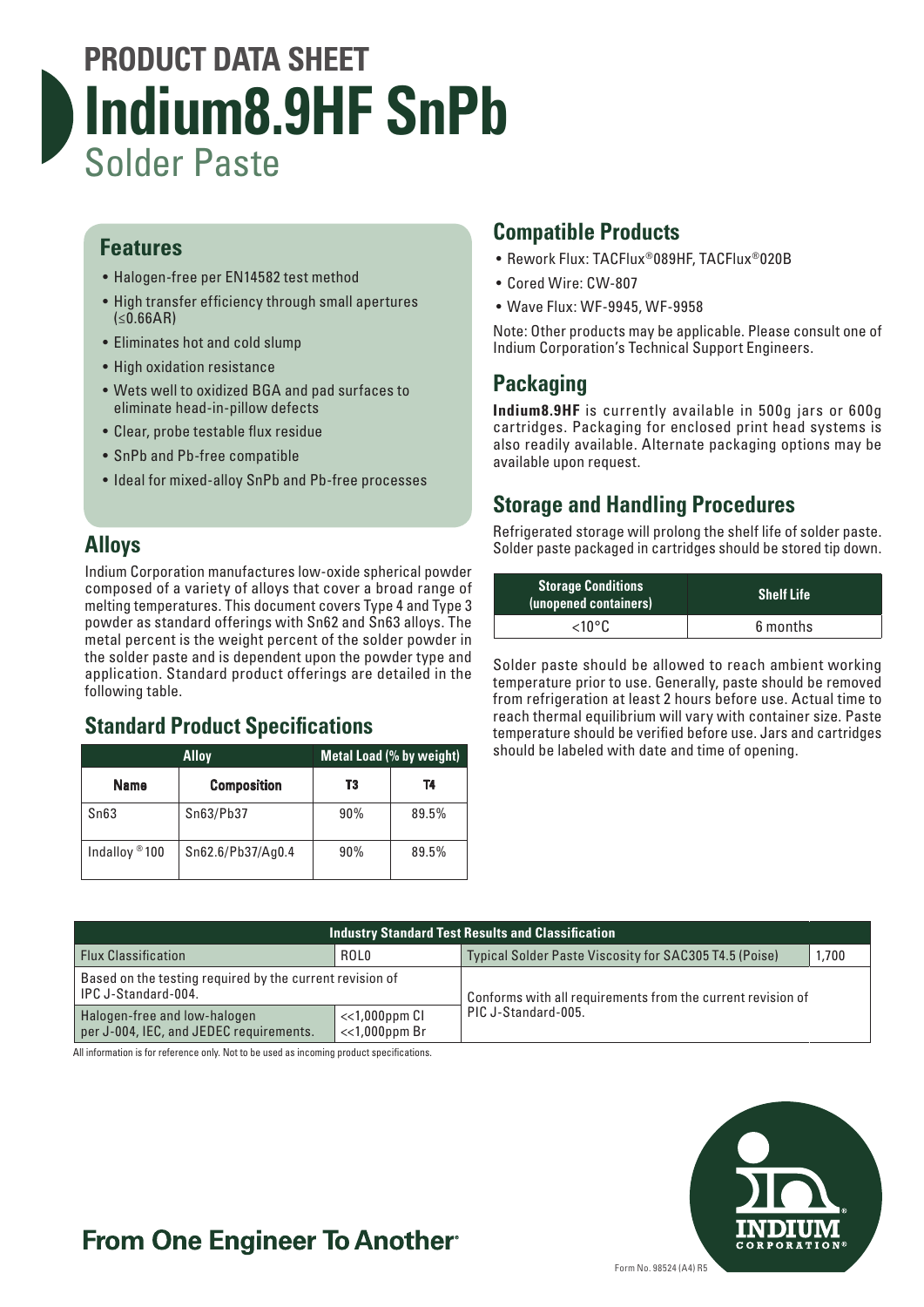# PRODUCT DATA SHEET
# Indium8.9HF SnPb
## Solder Paste

## Features

- Halogen-free per EN14582 test method
- High transfer efficiency through small apertures (≤0.66AR)
- Eliminates hot and cold slump
- High oxidation resistance
- Wets well to oxidized BGA and pad surfaces to eliminate head-in-pillow defects
- Clear, probe testable flux residue
- SnPb and Pb-free compatible
- Ideal for mixed-alloy SnPb and Pb-free processes

## Alloys

Indium Corporation manufactures low-oxide spherical powder composed of a variety of alloys that cover a broad range of melting temperatures. This document covers Type 4 and Type 3 powder as standard offerings with Sn62 and Sn63 alloys. The metal percent is the weight percent of the solder powder in the solder paste and is dependent upon the powder type and application. Standard product offerings are detailed in the following table.

## Standard Product Specifications

| Alloy | | Metal Load (% by weight) | |
|---|---|---|---|
| **Name** | **Composition** | **T3** | **T4** |
| Sn63 | Sn63/Pb37 | 90% | 89.5% |
| Indalloy® 100 | Sn62.6/Pb37/Ag0.4 | 90% | 89.5% |

## Compatible Products

- Rework Flux: TACFlux®089HF, TACFlux®020B
- Cored Wire: CW-807
- Wave Flux: WF-9945, WF-9958

Note: Other products may be applicable. Please consult one of Indium Corporation's Technical Support Engineers.

## Packaging

**Indium8.9HF** is currently available in 500g jars or 600g cartridges. Packaging for enclosed print head systems is also readily available. Alternate packaging options may be available upon request.

## Storage and Handling Procedures

Refrigerated storage will prolong the shelf life of solder paste. Solder paste packaged in cartridges should be stored tip down.

| Storage Conditions (unopened containers) | Shelf Life |
|---|---|
| <10°C | 6 months |

Solder paste should be allowed to reach ambient working temperature prior to use. Generally, paste should be removed from refrigeration at least 2 hours before use. Actual time to reach thermal equilibrium will vary with container size. Paste temperature should be verified before use. Jars and cartridges should be labeled with date and time of opening.

| Industry Standard Test Results and Classification | | | |
|---|---|---|---|
| Flux Classification | ROL0 | Typical Solder Paste Viscosity for SAC305 T4.5 (Poise) | 1,700 |
| Based on the testing required by the current revision of IPC J-Standard-004. | | Conforms with all requirements from the current revision of IPC J-Standard-005. | |
| Halogen-free and low-halogen per J-004, IEC, and JEDEC requirements. | <<1,000ppm Cl <<1,000ppm Br | | |

All information is for reference only. Not to be used as incoming product specifications.

**From One Engineer To Another®**

INDIUM CORPORATION®

Form No. 98524 (A4) R5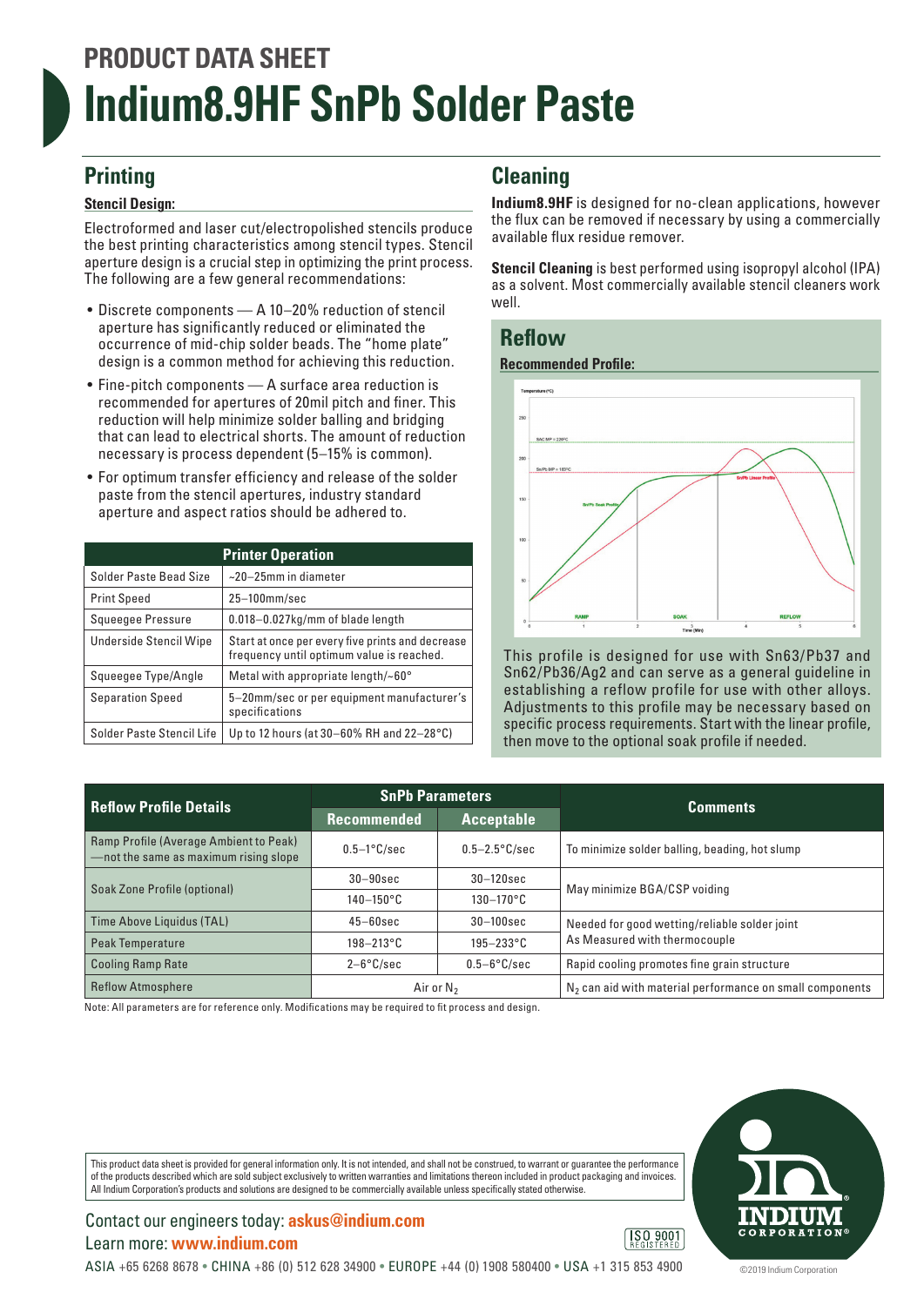# PRODUCT DATA SHEET
# Indium8.9HF SnPb Solder Paste

## Printing

**Stencil Design:**

Electroformed and laser cut/electropolished stencils produce the best printing characteristics among stencil types. Stencil aperture design is a crucial step in optimizing the print process. The following are a few general recommendations:

- Discrete components — A 10–20% reduction of stencil aperture has significantly reduced or eliminated the occurrence of mid-chip solder beads. The "home plate" design is a common method for achieving this reduction.
- Fine-pitch components — A surface area reduction is recommended for apertures of 20mil pitch and finer. This reduction will help minimize solder balling and bridging that can lead to electrical shorts. The amount of reduction necessary is process dependent (5–15% is common).
- For optimum transfer efficiency and release of the solder paste from the stencil apertures, industry standard aperture and aspect ratios should be adhered to.

| Printer Operation | |
|---|---|
| Solder Paste Bead Size | ~20–25mm in diameter |
| Print Speed | 25–100mm/sec |
| Squeegee Pressure | 0.018–0.027kg/mm of blade length |
| Underside Stencil Wipe | Start at once per every five prints and decrease frequency until optimum value is reached. |
| Squeegee Type/Angle | Metal with appropriate length/~60° |
| Separation Speed | 5–20mm/sec or per equipment manufacturer's specifications |
| Solder Paste Stencil Life | Up to 12 hours (at 30–60% RH and 22–28°C) |

## Cleaning

**Indium8.9HF** is designed for no-clean applications, however the flux can be removed if necessary by using a commercially available flux residue remover.

**Stencil Cleaning** is best performed using isopropyl alcohol (IPA) as a solvent. Most commercially available stencil cleaners work well.

## Reflow

**Recommended Profile:**

Temperature (°C)
250
SAC MP = 220°C
200
Sn/Pb MP = 183°C
SnPb Linear Profile
150
SnPb Soak Profile
100
50
0
RAMP
SOAK
REFLOW
0 1 2 3 4 5 6
Time (Min)

This profile is designed for use with Sn63/Pb37 and Sn62/Pb36/Ag2 and can serve as a general guideline in establishing a reflow profile for use with other alloys. Adjustments to this profile may be necessary based on specific process requirements. Start with the linear profile, then move to the optional soak profile if needed.

| Reflow Profile Details | SnPb Parameters | | Comments |
|---|---|---|---|
| | Recommended | Acceptable | |
| Ramp Profile (Average Ambient to Peak) —not the same as maximum rising slope | 0.5–1°C/sec | 0.5–2.5°C/sec | To minimize solder balling, beading, hot slump |
| Soak Zone Profile (optional) | 30–90sec | 30–120sec | May minimize BGA/CSP voiding |
| | 140–150°C | 130–170°C | |
| Time Above Liquidus (TAL) | 45–60sec | 30–100sec | Needed for good wetting/reliable solder joint |
| Peak Temperature | 198–213°C | 195–233°C | As Measured with thermocouple |
| Cooling Ramp Rate | 2–6°C/sec | 0.5–6°C/sec | Rapid cooling promotes fine grain structure |
| Reflow Atmosphere | Air or $N_2$ | | $N_2$ can aid with material performance on small components |

Note: All parameters are for reference only. Modifications may be required to fit process and design.

This product data sheet is provided for general information only. It is not intended, and shall not be construed, to warrant or guarantee the performance of the products described which are sold subject exclusively to written warranties and limitations thereon included in product packaging and invoices. All Indium Corporation's products and solutions are designed to be commercially available unless specifically stated otherwise.

Contact our engineers today: **askus@indium.com**
Learn more: **www.indium.com**

ISO 9001 REGISTERED

ASIA +65 6268 8678 • CHINA +86 (0) 512 628 34900 • EUROPE +44 (0) 1908 580400 • USA +1 315 853 4900

INDIUM CORPORATION®

©2019 Indium Corporation